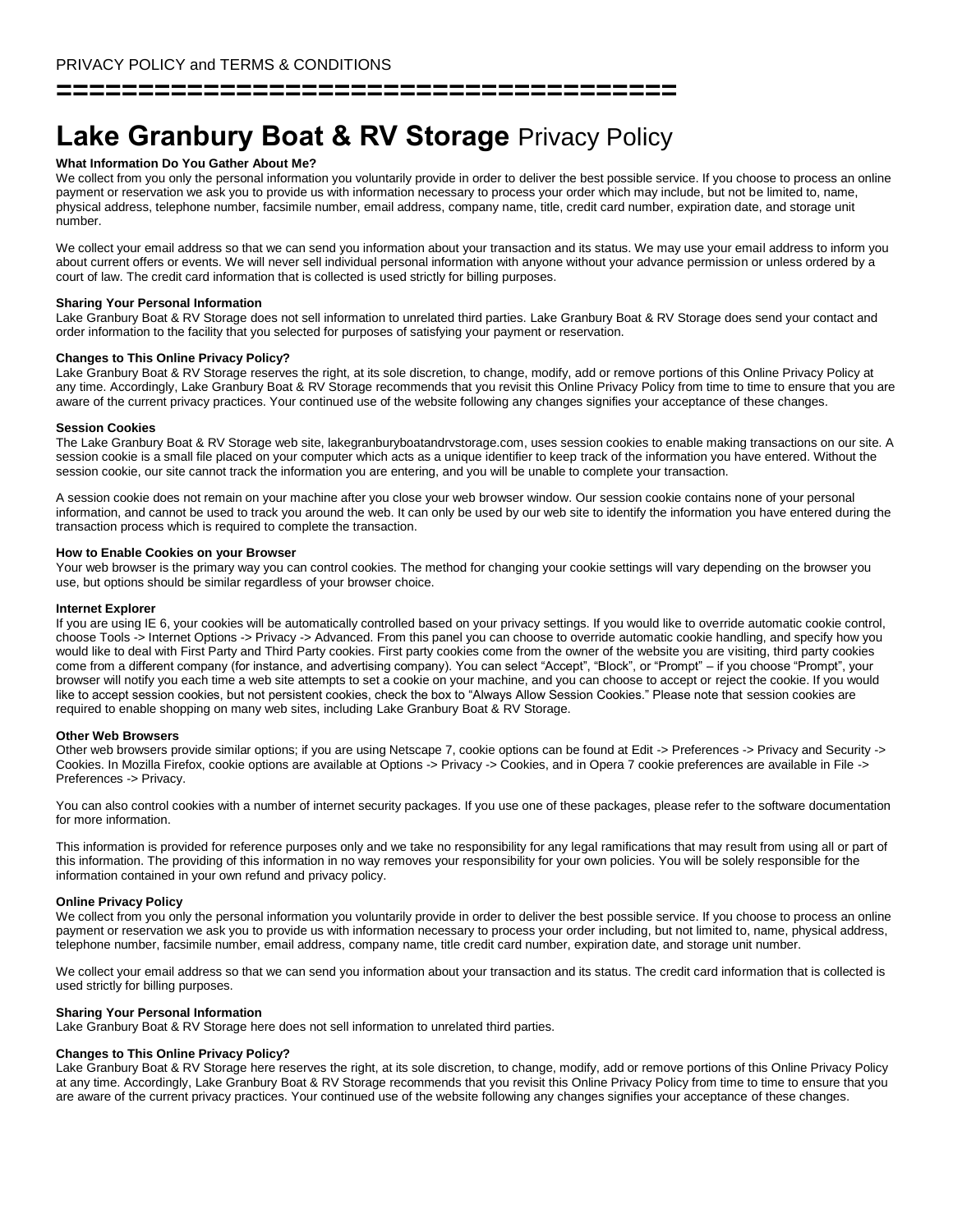PRIVACY POLICY and TERMS & CONDITIONS

======================================

# **Lake Granbury Boat & RV Storage** Privacy Policy

**What Information Do You Gather About Me?**

We collect from you only the personal information you voluntarily provide in order to deliver the best possible service. If you choose to process an online payment or reservation we ask you to provide us with information necessary to process your order which may include, but not be limited to, name, physical address, telephone number, facsimile number, email address, company name, title, credit card number, expiration date, and storage unit number.

We collect your email address so that we can send you information about your transaction and its status. We may use your email address to inform you about current offers or events. We will never sell individual personal information with anyone without your advance permission or unless ordered by a court of law. The credit card information that is collected is used strictly for billing purposes.

**Sharing Your Personal Information**

Lake Granbury Boat & RV Storage does not sell information to unrelated third parties. Lake Granbury Boat & RV Storage does send your contact and order information to the facility that you selected for purposes of satisfying your payment or reservation.

**Changes to This Online Privacy Policy?**

Lake Granbury Boat & RV Storage reserves the right, at its sole discretion, to change, modify, add or remove portions of this Online Privacy Policy at any time. Accordingly, Lake Granbury Boat & RV Storage recommends that you revisit this Online Privacy Policy from time to time to ensure that you are aware of the current privacy practices. Your continued use of the website following any changes signifies your acceptance of these changes.

**Session Cookies**

The Lake Granbury Boat & RV Storage web site, lakegranburyboatandrvstorage.com, uses session cookies to enable making transactions on our site. A session cookie is a small file placed on your computer which acts as a unique identifier to keep track of the information you have entered. Without the session cookie, our site cannot track the information you are entering, and you will be unable to complete your transaction.

A session cookie does not remain on your machine after you close your web browser window. Our session cookie contains none of your personal information, and cannot be used to track you around the web. It can only be used by our web site to identify the information you have entered during the transaction process which is required to complete the transaction.

**How to Enable Cookies on your Browser**

Your web browser is the primary way you can control cookies. The method for changing your cookie settings will vary depending on the browser you use, but options should be similar regardless of your browser choice.

**Internet Explorer**

If you are using IE 6, your cookies will be automatically controlled based on your privacy settings. If you would like to override automatic cookie control, choose Tools -> Internet Options -> Privacy -> Advanced. From this panel you can choose to override automatic cookie handling, and specify how you would like to deal with First Party and Third Party cookies. First party cookies come from the owner of the website you are visiting, third party cookies come from a different company (for instance, and advertising company). You can select "Accept", "Block", or "Prompt" – if you choose "Prompt", your browser will notify you each time a web site attempts to set a cookie on your machine, and you can choose to accept or reject the cookie. If you would like to accept session cookies, but not persistent cookies, check the box to "Always Allow Session Cookies." Please note that session cookies are required to enable shopping on many web sites, including Lake Granbury Boat & RV Storage.

**Other Web Browsers**

Other web browsers provide similar options; if you are using Netscape 7, cookie options can be found at Edit -> Preferences -> Privacy and Security -> Cookies. In Mozilla Firefox, cookie options are available at Options -> Privacy -> Cookies, and in Opera 7 cookie preferences are available in File -> Preferences -> Privacy.

You can also control cookies with a number of internet security packages. If you use one of these packages, please refer to the software documentation for more information.

This information is provided for reference purposes only and we take no responsibility for any legal ramifications that may result from using all or part of this information. The providing of this information in no way removes your responsibility for your own policies. You will be solely responsible for the information contained in your own refund and privacy policy.

**Online Privacy Policy**

We collect from you only the personal information you voluntarily provide in order to deliver the best possible service. If you choose to process an online payment or reservation we ask you to provide us with information necessary to process your order including, but not limited to, name, physical address, telephone number, facsimile number, email address, company name, title credit card number, expiration date, and storage unit number.

We collect your email address so that we can send you information about your transaction and its status. The credit card information that is collected is used strictly for billing purposes.

**Sharing Your Personal Information**

Lake Granbury Boat & RV Storage here does not sell information to unrelated third parties.

**Changes to This Online Privacy Policy?**

Lake Granbury Boat & RV Storage here reserves the right, at its sole discretion, to change, modify, add or remove portions of this Online Privacy Policy at any time. Accordingly, Lake Granbury Boat & RV Storage recommends that you revisit this Online Privacy Policy from time to time to ensure that you are aware of the current privacy practices. Your continued use of the website following any changes signifies your acceptance of these changes.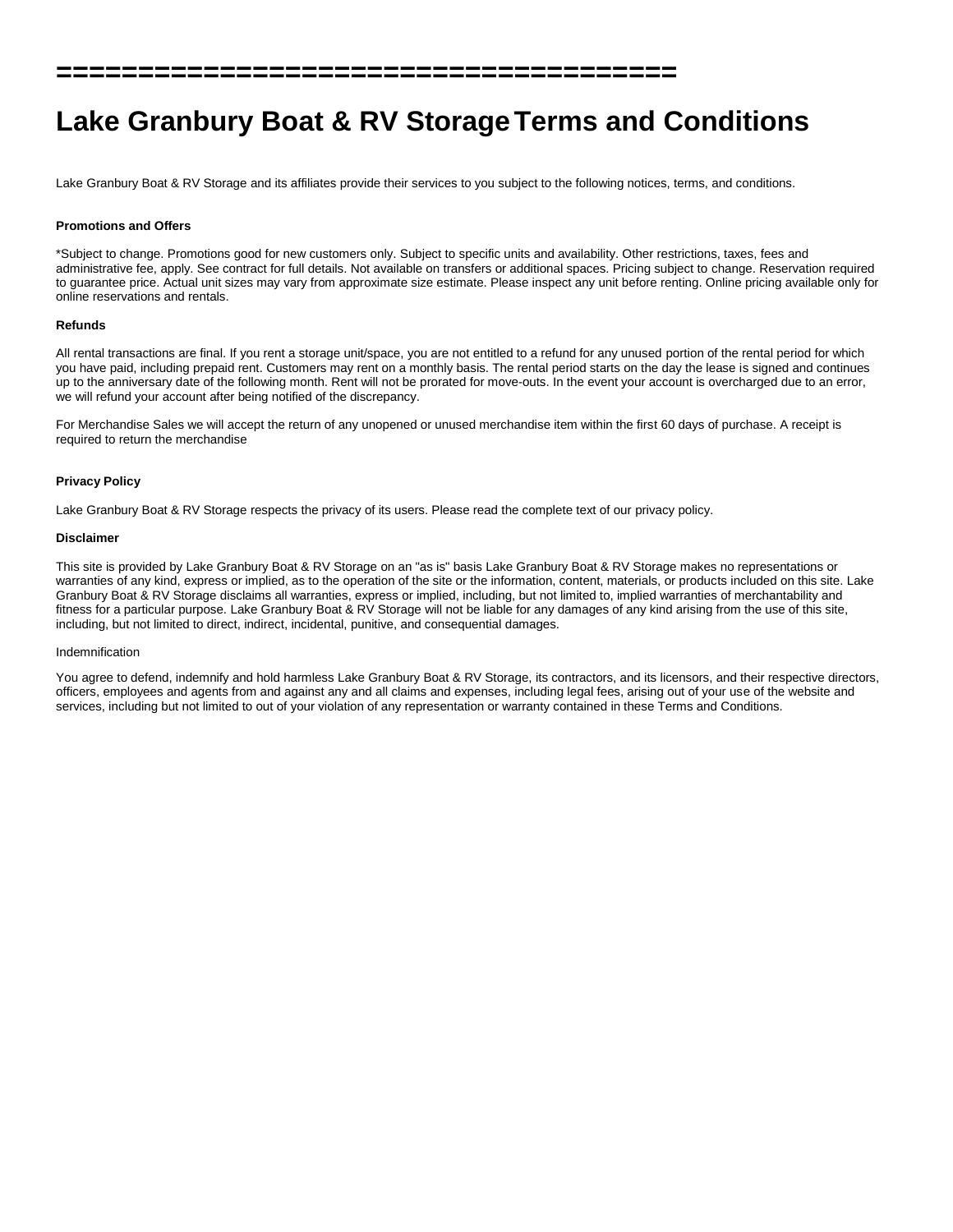======================================

# Lake Granbury Boat & RV Storage Terms and Conditions

Lake Granbury Boat & RV Storage and its affiliates provide their services to you subject to the following notices, terms, and conditions.

#### Promotions and Offers

*Subject to change. Promotions good for new customers only. Subject to specific units and availability. Other restrictions, taxes, fees and administrative fee, apply. See contract for full details. Not available on transfers or additional spaces. Pricing subject to change. Reservation required to guarantee price. Actual unit sizes may vary from approximate size estimate. Please inspect any unit before renting. Online pricing available only for online reservations and rentals.

#### Refunds

All rental transactions are final. If you rent a storage unit/space, you are not entitled to a refund for any unused portion of the rental period for which you have paid, including prepaid rent. Customers may rent on a monthly basis. The rental period starts on the day the lease is signed and continues up to the anniversary date of the following month. Rent will not be prorated for move-outs. In the event your account is overcharged due to an error, we will refund your account after being notified of the discrepancy.

For Merchandise Sales we will accept the return of any unopened or unused merchandise item within the first 60 days of purchase. A receipt is required to return the merchandise

#### Privacy Policy

Lake Granbury Boat & RV Storage respects the privacy of its users. Please read the complete text of our privacy policy.

#### Disclaimer

This site is provided by Lake Granbury Boat & RV Storage on an "as is" basis Lake Granbury Boat & RV Storage makes no representations or warranties of any kind, express or implied, as to the operation of the site or the information, content, materials, or products included on this site. Lake Granbury Boat & RV Storage disclaims all warranties, express or implied, including, but not limited to, implied warranties of merchantability and fitness for a particular purpose. Lake Granbury Boat & RV Storage will not be liable for any damages of any kind arising from the use of this site, including, but not limited to direct, indirect, incidental, punitive, and consequential damages.

Indemnification

You agree to defend, indemnify and hold harmless Lake Granbury Boat & RV Storage, its contractors, and its licensors, and their respective directors, officers, employees and agents from and against any and all claims and expenses, including legal fees, arising out of your use of the website and services, including but not limited to out of your violation of any representation or warranty contained in these Terms and Conditions.